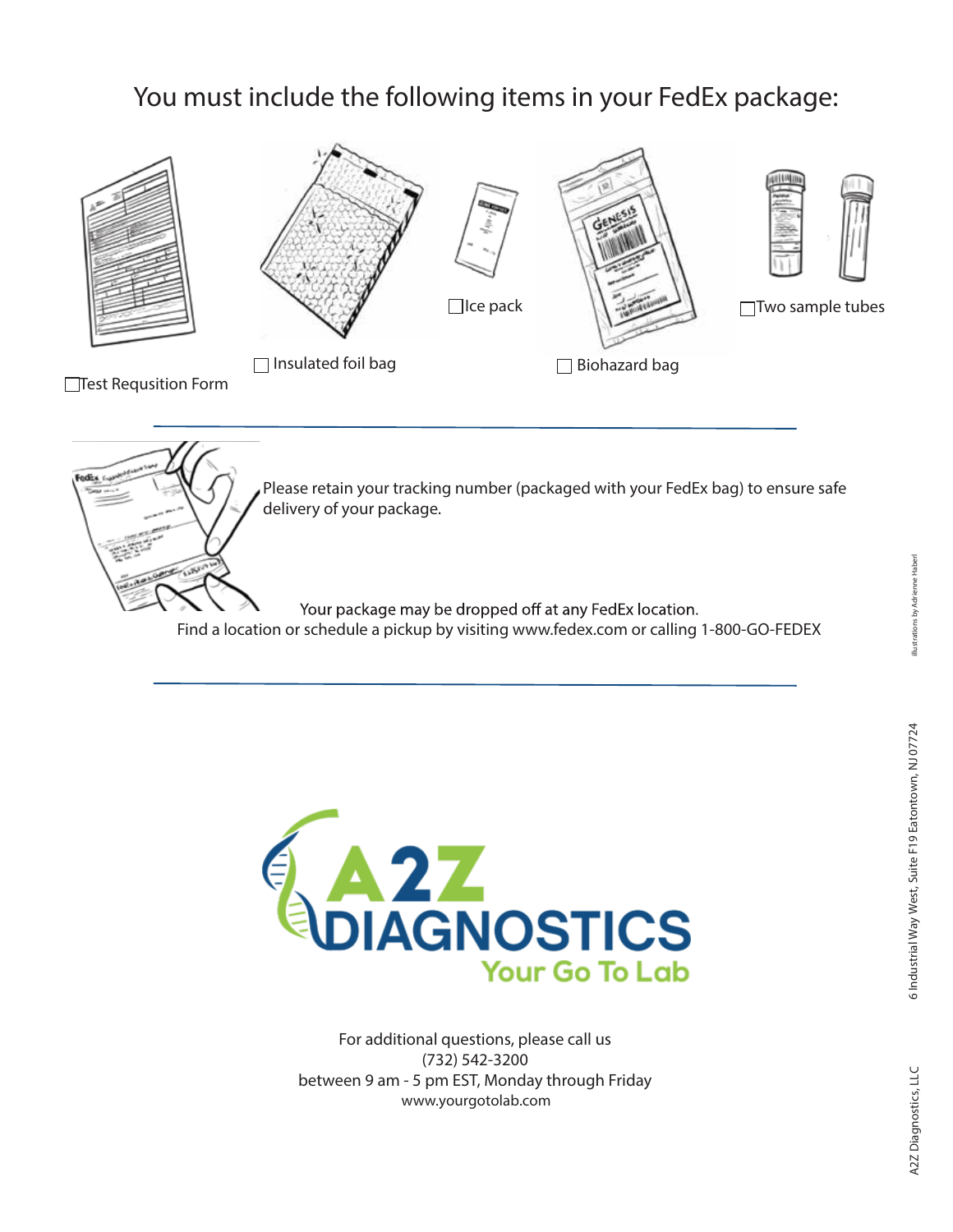# You must include the following items in your FedEx package:

- ☐ Test Requsition Form
- ☐ Insulated foil bag
- ☐ Ice pack
- ☐ Biohazard bag
- ☐ Two sample tubes

---

Please retain your tracking number (packaged with your FedEx bag) to ensure safe delivery of your package.

Your package may be dropped off at any FedEx location.
Find a location or schedule a pickup by visiting www.fedex.com or calling 1-800-GO-FEDEX

---

**A2Z DIAGNOSTICS**
Your Go To Lab

For additional questions, please call us
(732) 542-3200
between 9 am - 5 pm EST, Monday through Friday
www.yourgotolab.com

A2Z Diagnostics, LLC
6 Industrial Way West, Suite F19 Eatontown, NJ 07724

illustrations by Adrienne Haberl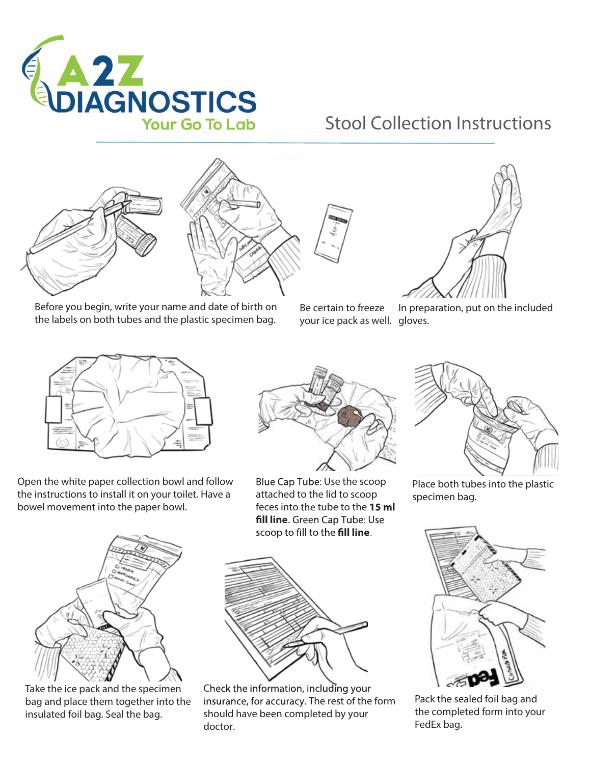A2Z DIAGNOSTICS

Your Go To Lab

# Stool Collection Instructions

Before you begin, write your name and date of birth on the labels on both tubes and the plastic specimen bag.

Be certain to freeze your ice pack as well.

In preparation, put on the included gloves.

Open the white paper collection bowl and follow the instructions to install it on your toilet. Have a bowel movement into the paper bowl.

Blue Cap Tube: Use the scoop attached to the lid to scoop feces into the tube to the **15 ml fill line**. Green Cap Tube: Use scoop to fill to the **fill line**.

Place both tubes into the plastic specimen bag.

Take the ice pack and the specimen bag and place them together into the insulated foil bag. Seal the bag.

Check the information, including your insurance, for accuracy. The rest of the form should have been completed by your doctor.

Pack the sealed foil bag and the completed form into your FedEx bag.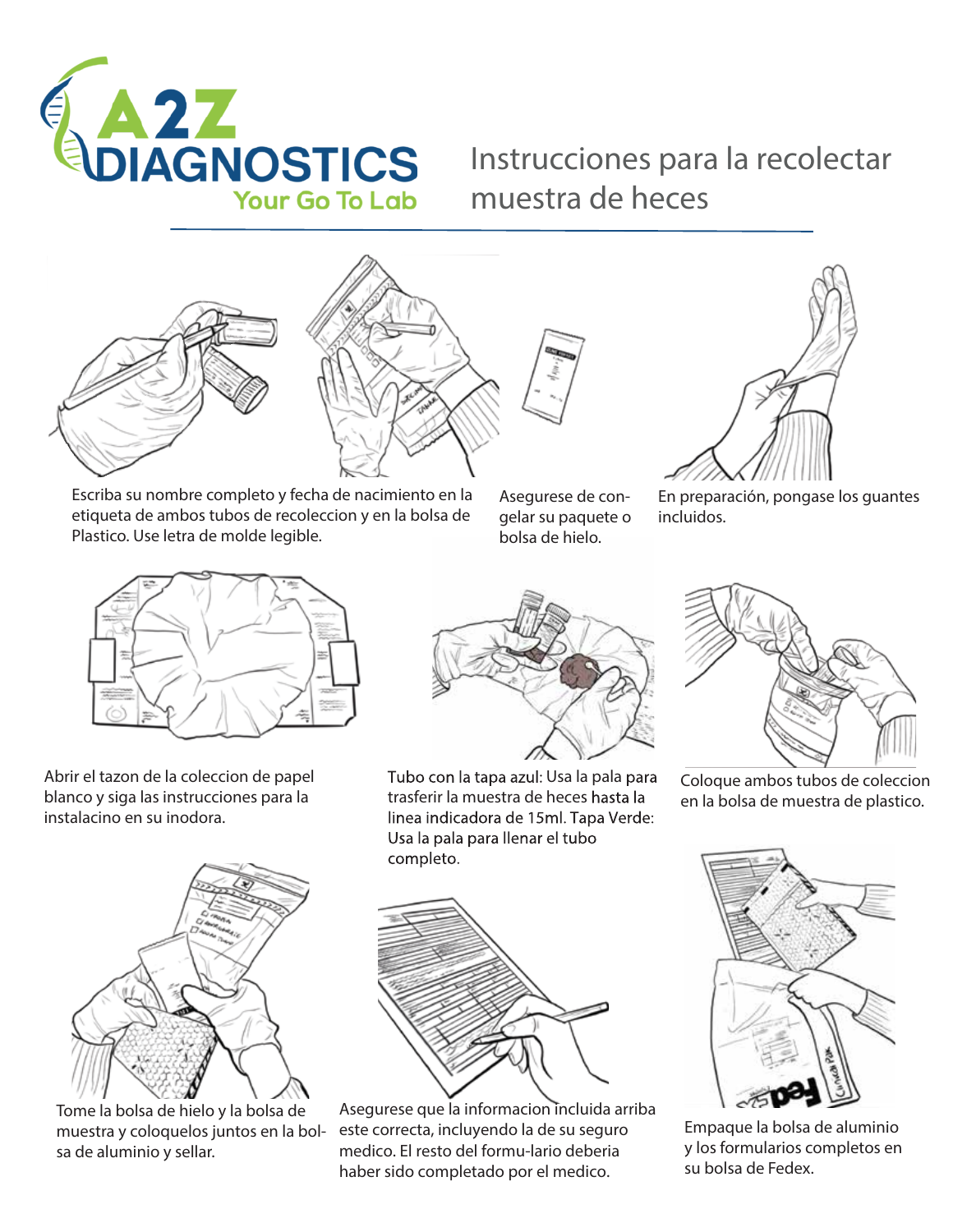A2Z DIAGNOSTICS

Your Go To Lab

# Instrucciones para la recolectar muestra de heces

Escriba su nombre completo y fecha de nacimiento en la etiqueta de ambos tubos de recoleccion y en la bolsa de Plastico. Use letra de molde legible.

Asegurese de congelar su paquete o bolsa de hielo.

En preparación, pongase los guantes incluidos.

Abrir el tazon de la coleccion de papel blanco y siga las instrucciones para la instalacino en su inodora.

Tubo con la tapa azul: Usa la pala para trasferir la muestra de heces hasta la linea indicadora de 15ml. Tapa Verde: Usa la pala para llenar el tubo completo.

Coloque ambos tubos de coleccion en la bolsa de muestra de plastico.

Tome la bolsa de hielo y la bolsa de muestra y coloquelos juntos en la bolsa de aluminio y sellar.

Asegurese que la informacion incluida arriba este correcta, incluyendo la de su seguro medico. El resto del formu-lario deberia haber sido completado por el medico.

Empaque la bolsa de aluminio y los formularios completos en su bolsa de Fedex.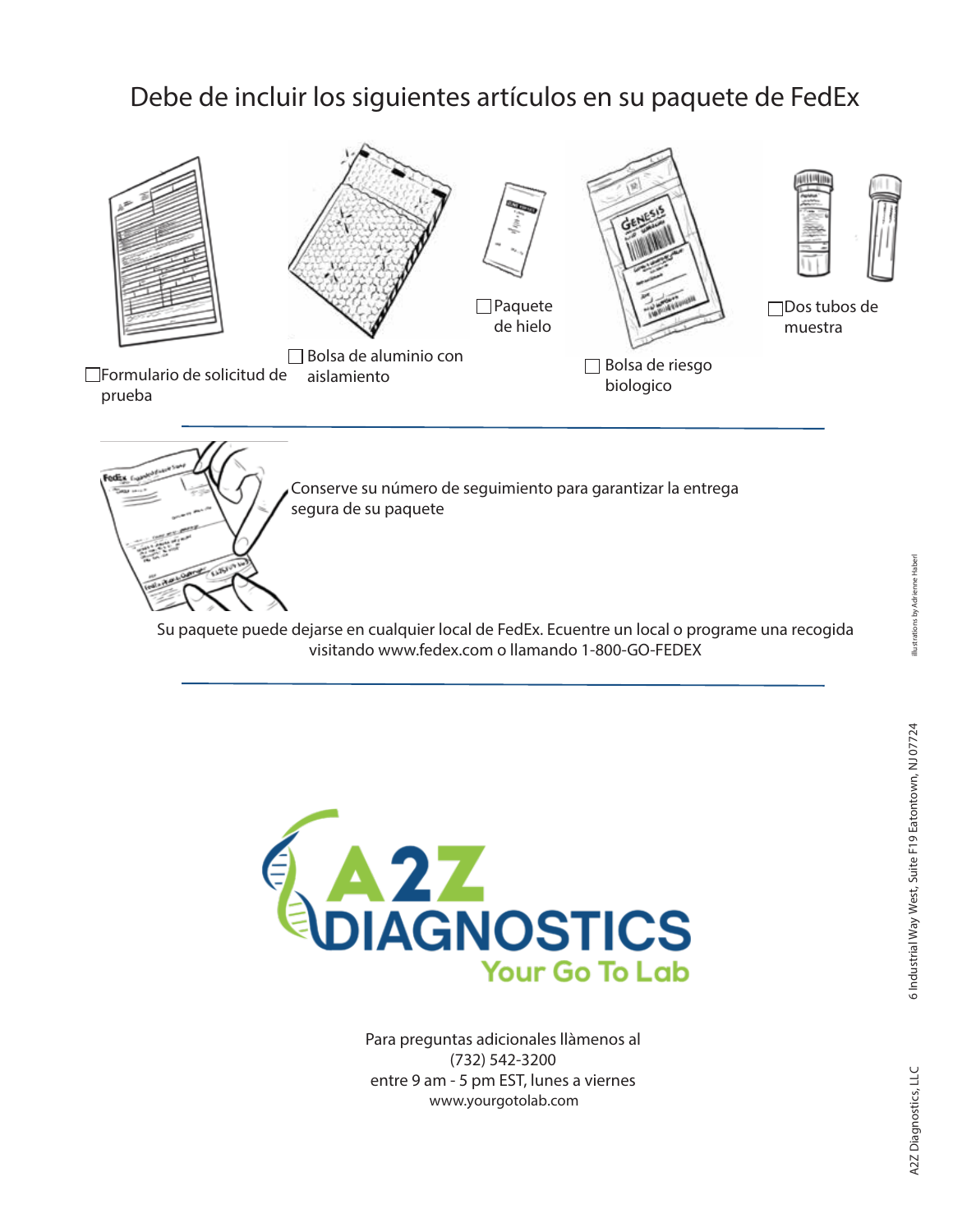# Debe de incluir los siguientes artículos en su paquete de FedEx

- ☐ Formulario de solicitud de prueba
- ☐ Bolsa de aluminio con aislamiento
- ☐ Paquete de hielo
- ☐ Bolsa de riesgo biologico
- ☐ Dos tubos de muestra

---

Conserve su número de seguimiento para garantizar la entrega segura de su paquete

Su paquete puede dejarse en cualquier local de FedEx. Ecuentre un local o programe una recogida visitando www.fedex.com o llamando 1-800-GO-FEDEX

---

A2Z DIAGNOSTICS

Your Go To Lab

Para preguntas adicionales llàmenos al
(732) 542-3200
entre 9 am - 5 pm EST, lunes a viernes
www.yourgotolab.com

illustrations by Adrienne Haberl

6 Industrial Way West, Suite F19 Eatontown, NJ 07724

A2Z Diagnostics, LLC